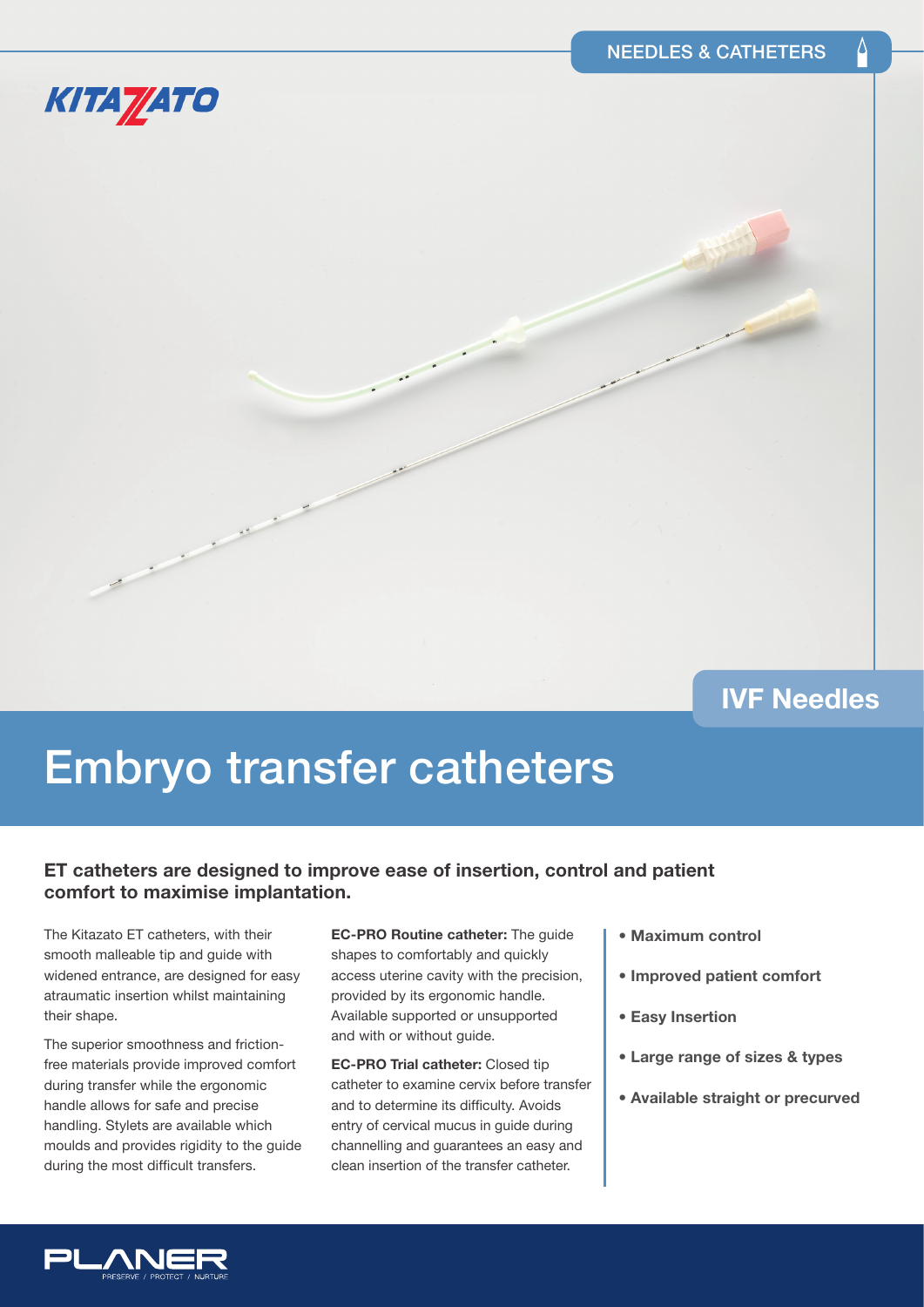NEEDLES & CATHETERS

KITAZATO

IVF Needles

# Embryo transfer catheters

**ET catheters are designed to improve ease of insertion, control and patient comfort to maximise implantation.**

The Kitazato ET catheters, with their smooth malleable tip and guide with widened entrance, are designed for easy atraumatic insertion whilst maintaining their shape.

The superior smoothness and friction-free materials provide improved comfort during transfer while the ergonomic handle allows for safe and precise handling. Stylets are available which moulds and provides rigidity to the guide during the most difficult transfers.

**EC-PRO Routine catheter:** The guide shapes to comfortably and quickly access uterine cavity with the precision, provided by its ergonomic handle. Available supported or unsupported and with or without guide.

**EC-PRO Trial catheter:** Closed tip catheter to examine cervix before transfer and to determine its difficulty. Avoids entry of cervical mucus in guide during channelling and guarantees an easy and clean insertion of the transfer catheter.

- **Maximum control**
- **Improved patient comfort**
- **Easy Insertion**
- **Large range of sizes & types**
- **Available straight or precurved**

PLANER
PRESERVE / PROTECT / NURTURE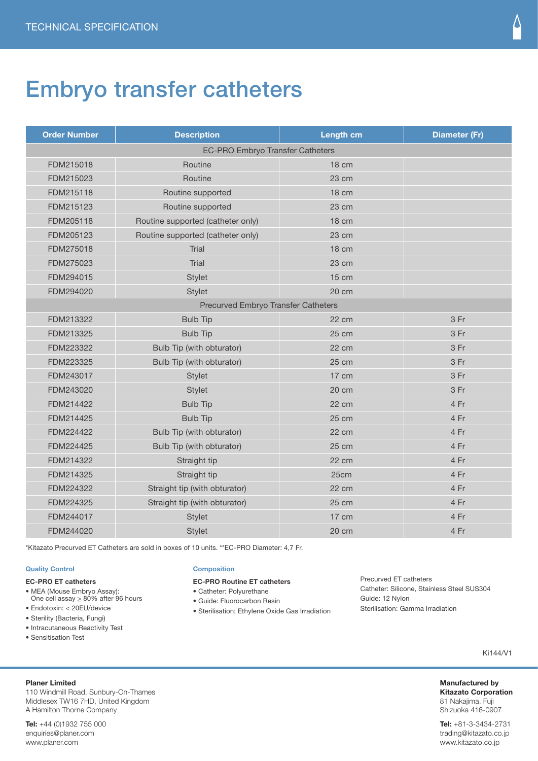TECHNICAL SPECIFICATION

# Embryo transfer catheters

| Order Number | Description | Length cm | Diameter (Fr) |
|---|---|---|---|
| EC-PRO Embryo Transfer Catheters | | | |
| FDM215018 | Routine | 18 cm | |
| FDM215023 | Routine | 23 cm | |
| FDM215118 | Routine supported | 18 cm | |
| FDM215123 | Routine supported | 23 cm | |
| FDM205118 | Routine supported (catheter only) | 18 cm | |
| FDM205123 | Routine supported (catheter only) | 23 cm | |
| FDM275018 | Trial | 18 cm | |
| FDM275023 | Trial | 23 cm | |
| FDM294015 | Stylet | 15 cm | |
| FDM294020 | Stylet | 20 cm | |
| Precurved Embryo Transfer Catheters | | | |
| FDM213322 | Bulb Tip | 22 cm | 3 Fr |
| FDM213325 | Bulb Tip | 25 cm | 3 Fr |
| FDM223322 | Bulb Tip (with obturator) | 22 cm | 3 Fr |
| FDM223325 | Bulb Tip (with obturator) | 25 cm | 3 Fr |
| FDM243017 | Stylet | 17 cm | 3 Fr |
| FDM243020 | Stylet | 20 cm | 3 Fr |
| FDM214422 | Bulb Tip | 22 cm | 4 Fr |
| FDM214425 | Bulb Tip | 25 cm | 4 Fr |
| FDM224422 | Bulb Tip (with obturator) | 22 cm | 4 Fr |
| FDM224425 | Bulb Tip (with obturator) | 25 cm | 4 Fr |
| FDM214322 | Straight tip | 22 cm | 4 Fr |
| FDM214325 | Straight tip | 25cm | 4 Fr |
| FDM224322 | Straight tip (with obturator) | 22 cm | 4 Fr |
| FDM224325 | Straight tip (with obturator) | 25 cm | 4 Fr |
| FDM244017 | Stylet | 17 cm | 4 Fr |
| FDM244020 | Stylet | 20 cm | 4 Fr |

*Kitazato Precurved ET Catheters are sold in boxes of 10 units. **EC-PRO Diameter: 4,7 Fr.

#### Quality Control

**EC-PRO ET catheters**

- MEA (Mouse Embryo Assay): One cell assay $\geq$ 80% after 96 hours
- Endotoxin: < 20EU/device
- Sterility (Bacteria, Fungi)
- Intracutaneous Reactivity Test
- Sensitisation Test

#### Composition

**EC-PRO Routine ET catheters**

- Catheter: Polyurethane
- Guide: Fluorocarbon Resin
- Sterilisation: Ethylene Oxide Gas Irradiation

Precurved ET catheters
Catheter: Silicone, Stainless Steel SUS304
Guide: 12 Nylon
Sterilisation: Gamma Irradiation

Ki144/V1

**Planer Limited**
110 Windmill Road, Sunbury-On-Thames
Middlesex TW16 7HD, United Kingdom
A Hamilton Thorne Company

**Tel:** +44 (0)1932 755 000
enquiries@planer.com
www.planer.com

**Manufactured by**
**Kitazato Corporation**
81 Nakajima, Fuji
Shizuoka 416-0907

**Tel:** +81-3-3434-2731
trading@kitazato.co.jp
www.kitazato.co.jp